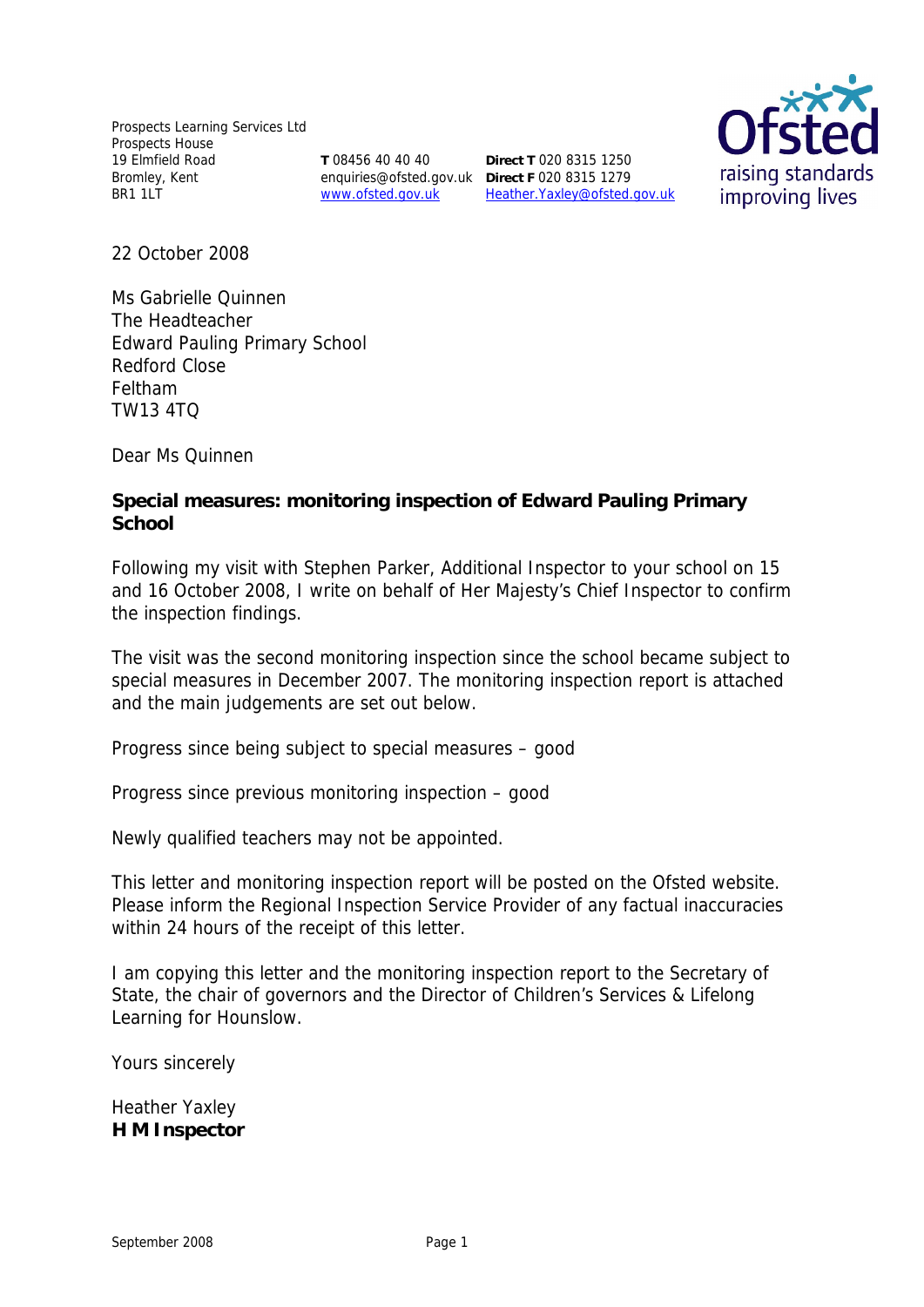Prospects Learning Services Ltd
Prospects House
19 Elmfield Road
Bromley, Kent
BR1 1LT

**T** 08456 40 40 40
enquiries@ofsted.gov.uk
www.ofsted.gov.uk

**Direct T** 020 8315 1250
**Direct F** 020 8315 1279
Heather.Yaxley@ofsted.gov.uk

22 October 2008

Ms Gabrielle Quinnen
The Headteacher
Edward Pauling Primary School
Redford Close
Feltham
TW13 4TQ

Dear Ms Quinnen

**Special measures: monitoring inspection of Edward Pauling Primary School**

Following my visit with Stephen Parker, Additional Inspector to your school on 15 and 16 October 2008, I write on behalf of Her Majesty's Chief Inspector to confirm the inspection findings.

The visit was the second monitoring inspection since the school became subject to special measures in December 2007. The monitoring inspection report is attached and the main judgements are set out below.

Progress since being subject to special measures – good

Progress since previous monitoring inspection – good

Newly qualified teachers may not be appointed.

This letter and monitoring inspection report will be posted on the Ofsted website. Please inform the Regional Inspection Service Provider of any factual inaccuracies within 24 hours of the receipt of this letter.

I am copying this letter and the monitoring inspection report to the Secretary of State, the chair of governors and the Director of Children's Services & Lifelong Learning for Hounslow.

Yours sincerely

Heather Yaxley
**H M Inspector**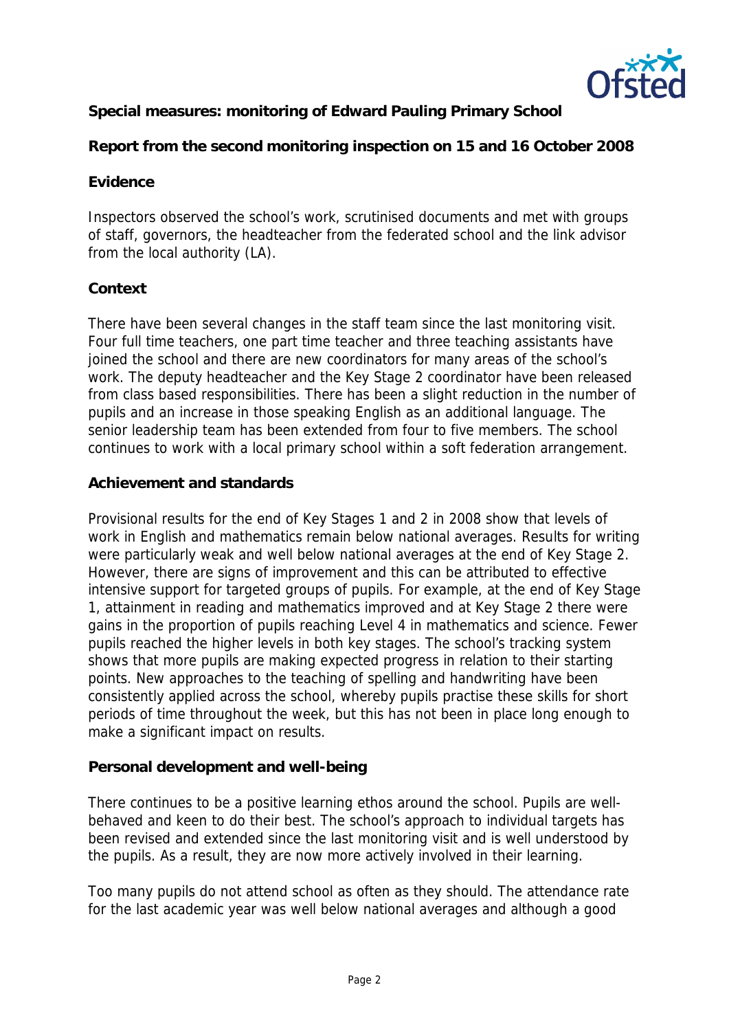**Special measures: monitoring of Edward Pauling Primary School**

**Report from the second monitoring inspection on 15 and 16 October 2008**

**Evidence**

Inspectors observed the school's work, scrutinised documents and met with groups of staff, governors, the headteacher from the federated school and the link advisor from the local authority (LA).

**Context**

There have been several changes in the staff team since the last monitoring visit. Four full time teachers, one part time teacher and three teaching assistants have joined the school and there are new coordinators for many areas of the school's work. The deputy headteacher and the Key Stage 2 coordinator have been released from class based responsibilities. There has been a slight reduction in the number of pupils and an increase in those speaking English as an additional language. The senior leadership team has been extended from four to five members. The school continues to work with a local primary school within a soft federation arrangement.

**Achievement and standards**

Provisional results for the end of Key Stages 1 and 2 in 2008 show that levels of work in English and mathematics remain below national averages. Results for writing were particularly weak and well below national averages at the end of Key Stage 2. However, there are signs of improvement and this can be attributed to effective intensive support for targeted groups of pupils. For example, at the end of Key Stage 1, attainment in reading and mathematics improved and at Key Stage 2 there were gains in the proportion of pupils reaching Level 4 in mathematics and science. Fewer pupils reached the higher levels in both key stages. The school's tracking system shows that more pupils are making expected progress in relation to their starting points. New approaches to the teaching of spelling and handwriting have been consistently applied across the school, whereby pupils practise these skills for short periods of time throughout the week, but this has not been in place long enough to make a significant impact on results.

**Personal development and well-being**

There continues to be a positive learning ethos around the school. Pupils are well-behaved and keen to do their best. The school's approach to individual targets has been revised and extended since the last monitoring visit and is well understood by the pupils. As a result, they are now more actively involved in their learning.

Too many pupils do not attend school as often as they should. The attendance rate for the last academic year was well below national averages and although a good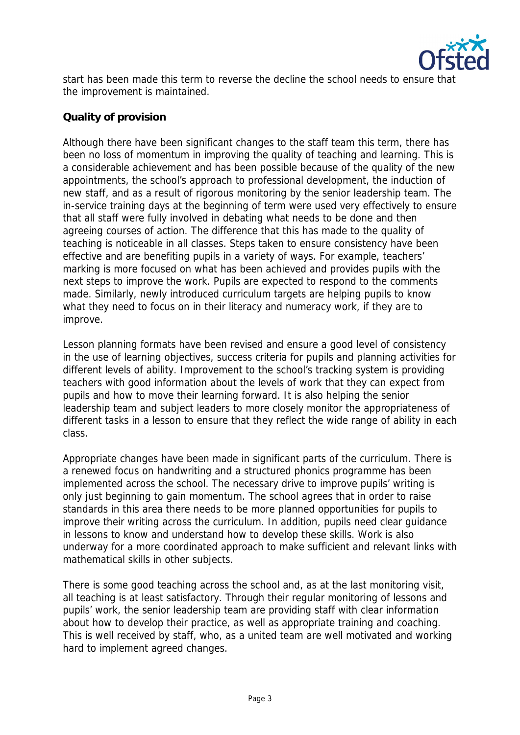start has been made this term to reverse the decline the school needs to ensure that the improvement is maintained.

**Quality of provision**

Although there have been significant changes to the staff team this term, there has been no loss of momentum in improving the quality of teaching and learning. This is a considerable achievement and has been possible because of the quality of the new appointments, the school's approach to professional development, the induction of new staff, and as a result of rigorous monitoring by the senior leadership team. The in-service training days at the beginning of term were used very effectively to ensure that all staff were fully involved in debating what needs to be done and then agreeing courses of action. The difference that this has made to the quality of teaching is noticeable in all classes. Steps taken to ensure consistency have been effective and are benefiting pupils in a variety of ways. For example, teachers' marking is more focused on what has been achieved and provides pupils with the next steps to improve the work. Pupils are expected to respond to the comments made. Similarly, newly introduced curriculum targets are helping pupils to know what they need to focus on in their literacy and numeracy work, if they are to improve.

Lesson planning formats have been revised and ensure a good level of consistency in the use of learning objectives, success criteria for pupils and planning activities for different levels of ability. Improvement to the school's tracking system is providing teachers with good information about the levels of work that they can expect from pupils and how to move their learning forward. It is also helping the senior leadership team and subject leaders to more closely monitor the appropriateness of different tasks in a lesson to ensure that they reflect the wide range of ability in each class.

Appropriate changes have been made in significant parts of the curriculum. There is a renewed focus on handwriting and a structured phonics programme has been implemented across the school. The necessary drive to improve pupils' writing is only just beginning to gain momentum. The school agrees that in order to raise standards in this area there needs to be more planned opportunities for pupils to improve their writing across the curriculum. In addition, pupils need clear guidance in lessons to know and understand how to develop these skills. Work is also underway for a more coordinated approach to make sufficient and relevant links with mathematical skills in other subjects.

There is some good teaching across the school and, as at the last monitoring visit, all teaching is at least satisfactory. Through their regular monitoring of lessons and pupils' work, the senior leadership team are providing staff with clear information about how to develop their practice, as well as appropriate training and coaching. This is well received by staff, who, as a united team are well motivated and working hard to implement agreed changes.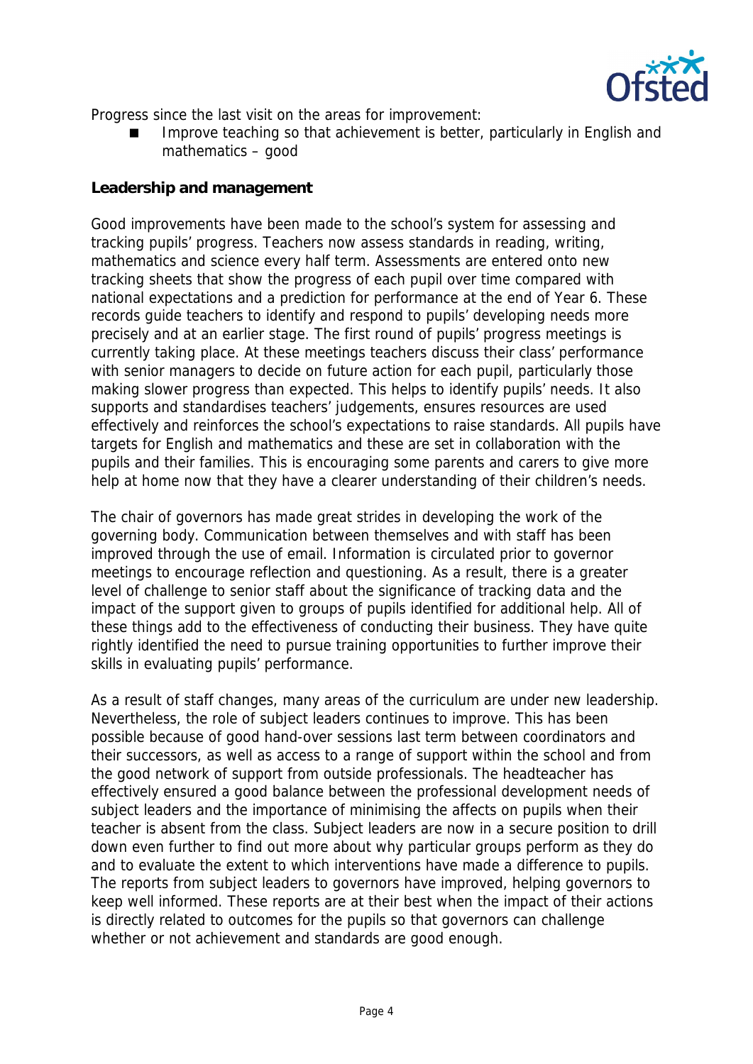Progress since the last visit on the areas for improvement:

- Improve teaching so that achievement is better, particularly in English and mathematics – good

**Leadership and management**

Good improvements have been made to the school's system for assessing and tracking pupils' progress. Teachers now assess standards in reading, writing, mathematics and science every half term. Assessments are entered onto new tracking sheets that show the progress of each pupil over time compared with national expectations and a prediction for performance at the end of Year 6. These records guide teachers to identify and respond to pupils' developing needs more precisely and at an earlier stage. The first round of pupils' progress meetings is currently taking place. At these meetings teachers discuss their class' performance with senior managers to decide on future action for each pupil, particularly those making slower progress than expected. This helps to identify pupils' needs. It also supports and standardises teachers' judgements, ensures resources are used effectively and reinforces the school's expectations to raise standards. All pupils have targets for English and mathematics and these are set in collaboration with the pupils and their families. This is encouraging some parents and carers to give more help at home now that they have a clearer understanding of their children's needs.

The chair of governors has made great strides in developing the work of the governing body. Communication between themselves and with staff has been improved through the use of email. Information is circulated prior to governor meetings to encourage reflection and questioning. As a result, there is a greater level of challenge to senior staff about the significance of tracking data and the impact of the support given to groups of pupils identified for additional help. All of these things add to the effectiveness of conducting their business. They have quite rightly identified the need to pursue training opportunities to further improve their skills in evaluating pupils' performance.

As a result of staff changes, many areas of the curriculum are under new leadership. Nevertheless, the role of subject leaders continues to improve. This has been possible because of good hand-over sessions last term between coordinators and their successors, as well as access to a range of support within the school and from the good network of support from outside professionals. The headteacher has effectively ensured a good balance between the professional development needs of subject leaders and the importance of minimising the affects on pupils when their teacher is absent from the class. Subject leaders are now in a secure position to drill down even further to find out more about why particular groups perform as they do and to evaluate the extent to which interventions have made a difference to pupils. The reports from subject leaders to governors have improved, helping governors to keep well informed. These reports are at their best when the impact of their actions is directly related to outcomes for the pupils so that governors can challenge whether or not achievement and standards are good enough.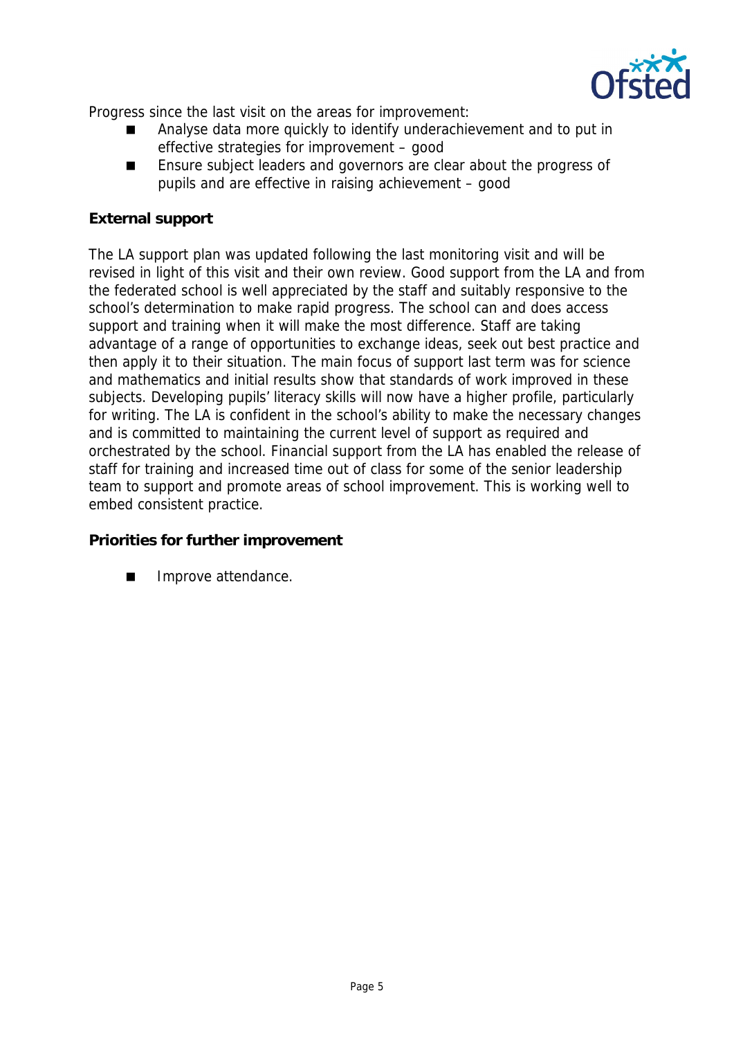Progress since the last visit on the areas for improvement:

- Analyse data more quickly to identify underachievement and to put in effective strategies for improvement – good
- Ensure subject leaders and governors are clear about the progress of pupils and are effective in raising achievement – good

**External support**

The LA support plan was updated following the last monitoring visit and will be revised in light of this visit and their own review. Good support from the LA and from the federated school is well appreciated by the staff and suitably responsive to the school's determination to make rapid progress. The school can and does access support and training when it will make the most difference. Staff are taking advantage of a range of opportunities to exchange ideas, seek out best practice and then apply it to their situation. The main focus of support last term was for science and mathematics and initial results show that standards of work improved in these subjects. Developing pupils' literacy skills will now have a higher profile, particularly for writing. The LA is confident in the school's ability to make the necessary changes and is committed to maintaining the current level of support as required and orchestrated by the school. Financial support from the LA has enabled the release of staff for training and increased time out of class for some of the senior leadership team to support and promote areas of school improvement. This is working well to embed consistent practice.

**Priorities for further improvement**

- Improve attendance.